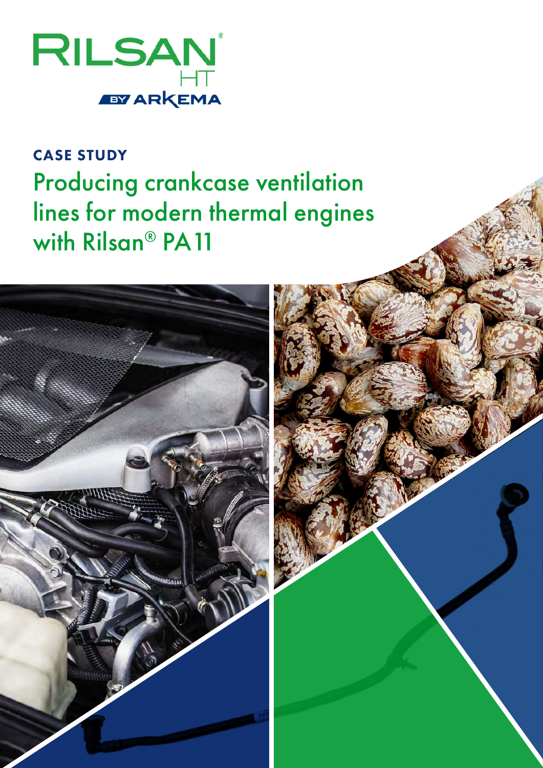RILSAN® HT

BY ARKEMA

**CASE STUDY**

# Producing crankcase ventilation lines for modern thermal engines with Rilsan® PA11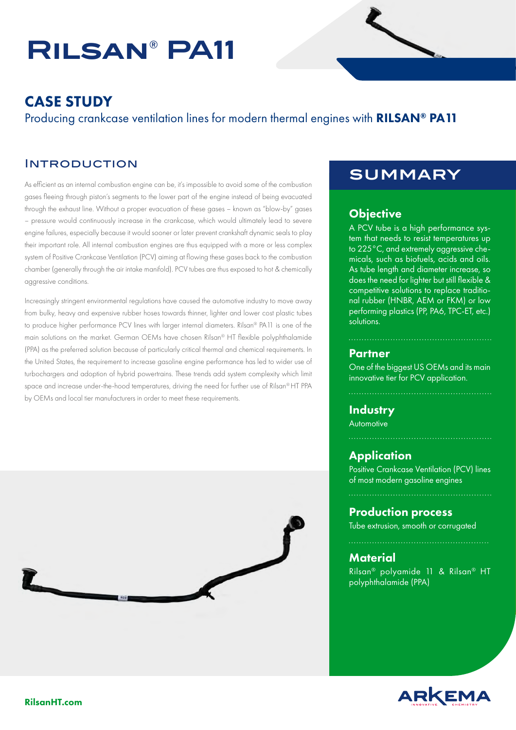# RILSAN® PA11

## CASE STUDY

Producing crankcase ventilation lines for modern thermal engines with **RILSAN® PA11**

### INTRODUCTION

As efficient as an internal combustion engine can be, it's impossible to avoid some of the combustion gases fleeing through piston's segments to the lower part of the engine instead of being evacuated through the exhaust line. Without a proper evacuation of these gases – known as "blow-by" gases – pressure would continuously increase in the crankcase, which would ultimately lead to severe engine failures, especially because it would sooner or later prevent crankshaft dynamic seals to play their important role. All internal combustion engines are thus equipped with a more or less complex system of Positive Crankcase Ventilation (PCV) aiming at flowing these gases back to the combustion chamber (generally through the air intake manifold). PCV tubes are thus exposed to hot & chemically aggressive conditions.

Increasingly stringent environmental regulations have caused the automotive industry to move away from bulky, heavy and expensive rubber hoses towards thinner, lighter and lower cost plastic tubes to produce higher performance PCV lines with larger internal diameters. Rilsan® PA11 is one of the main solutions on the market. German OEMs have chosen Rilsan® HT flexible polyphthalamide (PPA) as the preferred solution because of particularly critical thermal and chemical requirements. In the United States, the requirement to increase gasoline engine performance has led to wider use of turbochargers and adoption of hybrid powertrains. These trends add system complexity which limit space and increase under-the-hood temperatures, driving the need for further use of Rilsan® HT PPA by OEMs and local tier manufacturers in order to meet these requirements.

## SUMMARY

### Objective

A PCV tube is a high performance system that needs to resist temperatures up to 225°C, and extremely aggressive chemicals, such as biofuels, acids and oils. As tube length and diameter increase, so does the need for lighter but still flexible & competitive solutions to replace traditional rubber (HNBR, AEM or FKM) or low performing plastics (PP, PA6, TPC-ET, etc.) solutions.

### Partner

One of the biggest US OEMs and its main innovative tier for PCV application.

### Industry

Automotive

### Application

Positive Crankcase Ventilation (PCV) lines of most modern gasoline engines

### Production process

Tube extrusion, smooth or corrugated

### Material

Rilsan® polyamide 11 & Rilsan® HT polyphthalamide (PPA)

RilsanHT.com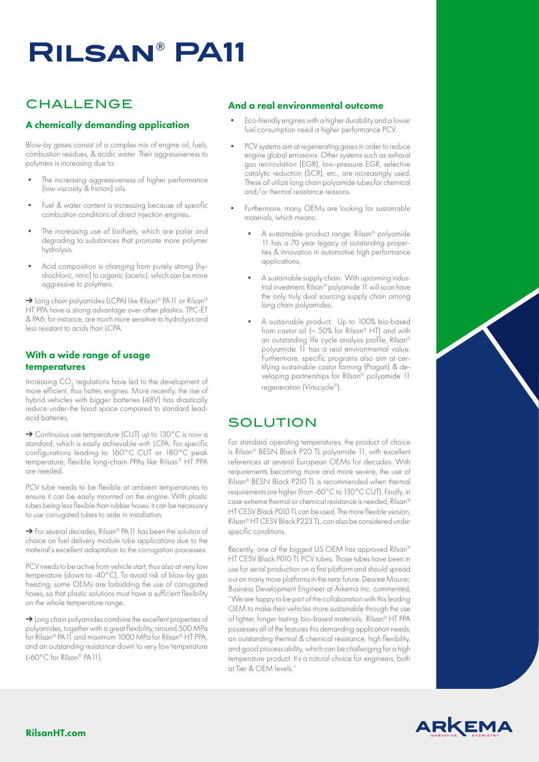# Rilsan® PA11

## CHALLENGE

### A chemically demanding application

Blow-by gases consist of a complex mix of engine oil, fuels, combustion residues, & acidic water. Their aggressiveness to polymers is increasing due to:

- The increasing aggressiveness of higher performance (low viscosity & friction) oils.
- Fuel & water content is increasing because of specific combustion conditions of direct injection engines.
- The increasing use of biofuels, which are polar and degrading to substances that promote more polymer hydrolysis.
- Acid composition is changing from purely strong (hydrochloric, nitric) to organic (acetic), which can be more aggressive to polymers.

➔ Long chain polyamides (LCPA) like Rilsan® PA11 or Rilsan® HT PPA have a strong advantage over other plastics. TPC-ET & PA6, for instance, are much more sensitive to hydrolysis and less resistant to acids than LCPA.

### With a wide range of usage temperatures

Increasing $CO_2$ regulations have led to the development of more efficient, thus hotter, engines. More recently, the rise of hybrid vehicles with bigger batteries (48V) has drastically reduce under-the hood space compared to standard lead-acid batteries.

➔ Continuous use temperature (CUT) up to 130°C is now a standard, which is easily achievable with LCPA. For specific configurations leading to 160°C CUT or 180°C peak temperature, flexible long-chain PPAs like Rilsan® HT PPA are needed.

PCV tube needs to be flexible at ambient temperatures to ensure it can be easily mounted on the engine. With plastic tubes being less flexible than rubber hoses, it can be necessary to use corrugated tubes to aide in installation.

➔ For several decades, Rilsan® PA11 has been the solution of choice on fuel delivery module tube applications due to the material's excellent adaptation to the corrugation processes.

PCV needs to be active from vehicle start, thus also at very low temperature (down to -40°C). To avoid risk of blow-by gas freezing, some OEMs are forbidding the use of corrugated hoses, so that plastic solutions must have a sufficient flexibility on the whole temperature range.

➔ Long chain polyamides combine the excellent properties of polyamides, together with a great flexibility, around 500 MPa for Rilsan® PA11 and maximum 1000 MPa for Rilsan® HT PPA, and an outstanding resistance down to very low temperature (-60°C for Rilsan® PA11).

### And a real environmental outcome

- Eco-friendly engines with a higher durability and a lower fuel consumption need a higher performance PCV.
- PCV systems aim at regenerating gases in order to reduce engine global emissions. Other systems such as exhaust gas recirculation (EGR), low-pressure EGR, selective catalytic reduction (SCR), etc., are increasingly used. These all utilize long chain polyamide tubes for chemical and/or thermal resistance reasons.
- Furthermore, many OEMs are looking for sustainable materials, which means:
  - A sustainable product range: Rilsan® polyamide 11 has a 70 year legacy of outstanding properties & innovation in automotive high performance applications,
  - A sustainable supply chain: With upcoming industrial investment, Rilsan® polyamide 11 will soon have the only truly dual sourcing supply chain among long chain polyamides.
  - A sustainable product: Up to 100% bio-based from castor oil (~ 50% for Rilsan® HT) and with an outstanding life cycle analysis profile, Rilsan® polyamide 11 has a real environmental value. Furthermore, specific programs also aim at certifying sustainable castor farming (Pragati) & developing partnerships for Rilsan® polyamide 11 regeneration (Virtucycle®).

## SOLUTION

For standard operating temperatures, the product of choice is Rilsan® BESN Black P20 TL polyamide 11, with excellent references at several European OEMs for decades. With requirements becoming more and more severe, the use of Rilsan® BESN Black P210 TL is recommended when thermal requirements are higher (from -60°C to 130°C CUT). Finally, in case extreme thermal or chemical resistance is needed, Rilsan® HT CESV Black P010 TL can be used. The more flexible version, Rilsan® HT CESV Black P223 TL, can also be considered under specific conditions.

Recently, one of the biggest US OEM has approved Rilsan® HT CESV Black P010 TL PCV tubes. Those tubes have been in use for serial production on a first platform and should spread out on many more platforms in the near future. Desiree Maurer, Business Development Engineer at Arkema Inc. commented, "We are happy to be part of the collaboration with this leading OEM to make their vehicles more sustainable through the use of lighter, longer lasting, bio-based materials. Rilsan® HT PPA possesses all of the features this demanding application needs: an outstanding thermal & chemical resistance, high flexibility, and good process ability, which can be challenging for a high temperature product. It's a natural choice for engineers, both at Tier & OEM levels."

**RilsanHT.com**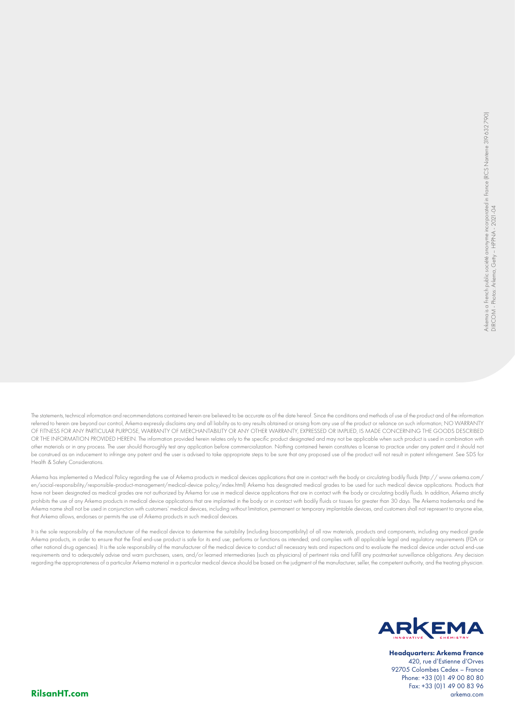Arkema is a French public société anonyme incorporated in France (RCS Nanterre 319 632 790)
DIRCOM - Photos: Arkema, Getty – HPPNA - 2021-04

The statements, technical information and recommendations contained herein are believed to be accurate as of the date hereof. Since the conditions and methods of use of the product and of the information referred to herein are beyond our control, Arkema expressly disclaims any and all liability as to any results obtained or arising from any use of the product or reliance on such information; NO WARRANTY OF FITNESS FOR ANY PARTICULAR PURPOSE, WARRANTY OF MERCHANTABILITY OR ANY OTHER WARRANTY, EXPRESSED OR IMPLIED, IS MADE CONCERNING THE GOODS DESCRIBED OR THE INFORMATION PROVIDED HEREIN. The information provided herein relates only to the specific product designated and may not be applicable when such product is used in combination with other materials or in any process. The user should thoroughly test any application before commercialization. Nothing contained herein constitutes a license to practice under any patent and it should not be construed as an inducement to infringe any patent and the user is advised to take appropriate steps to be sure that any proposed use of the product will not result in patent infringement. See SDS for Health & Safety Considerations.

Arkema has implemented a Medical Policy regarding the use of Arkema products in medical devices applications that are in contact with the body or circulating bodily fluids (http:// www.arkema.com/en/social-responsibility/responsible-product-management/medical-device policy/index.html) Arkema has designated medical grades to be used for such medical device applications. Products that have not been designated as medical grades are not authorized by Arkema for use in medical device applications that are in contact with the body or circulating bodily fluids. In addition, Arkema strictly prohibits the use of any Arkema products in medical device applications that are implanted in the body or in contact with bodily fluids or tissues for greater than 30 days. The Arkema trademarks and the Arkema name shall not be used in conjunction with customers' medical devices, including without limitation, permanent or temporary implantable devices, and customers shall not represent to anyone else, that Arkema allows, endorses or permits the use of Arkema products in such medical devices.

It is the sole responsibility of the manufacturer of the medical device to determine the suitability (including biocompatibility) of all raw materials, products and components, including any medical grade Arkema products, in order to ensure that the final end-use product is safe for its end use; performs or functions as intended; and complies with all applicable legal and regulatory requirements (FDA or other national drug agencies). It is the sole responsibility of the manufacturer of the medical device to conduct all necessary tests and inspections and to evaluate the medical device under actual end-use requirements and to adequately advise and warn purchasers, users, and/or learned intermediaries (such as physicians) of pertinent risks and fulfill any postmarket surveillance obligations. Any decision regarding the appropriateness of a particular Arkema material in a particular medical device should be based on the judgment of the manufacturer, seller, the competent authority, and the treating physician.

ARKEMA
INNOVATIVE CHEMISTRY

**Headquarters: Arkema France**
420, rue d'Estienne d'Orves
92705 Colombes Cedex – France
Phone: +33 (0)1 49 00 80 80
Fax: +33 (0)1 49 00 83 96
arkema.com

**RilsanHT.com**